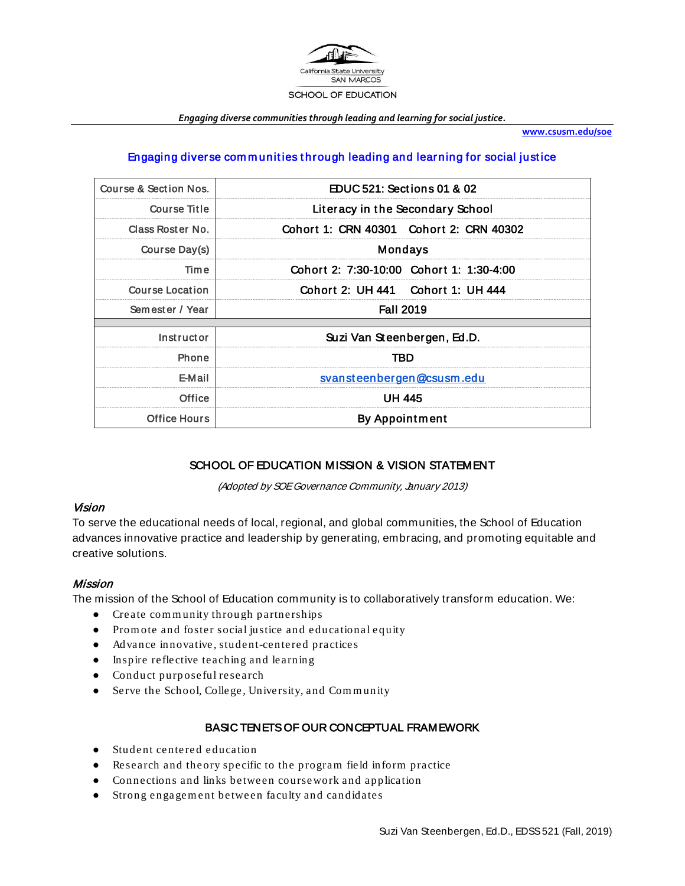California State University SAN MARCOS

SCHOOL OF EDUCATION

*Engaging diverse communities through leading and learning for social justice.*

www.csusm.edu/soe

## Engaging diverse communities through leading and learning for social justice

| Course & Section Nos. | EDUC 521: Sections 01 & 02 |
|---|---|
| Course Title | Literacy in the Secondary School |
| Class Roster No. | Cohort 1: CRN 40301 Cohort 2: CRN 40302 |
| Course Day(s) | Mondays |
| Time | Cohort 2: 7:30-10:00 Cohort 1: 1:30-4:00 |
| Course Location | Cohort 2: UH 441 Cohort 1: UH 444 |
| Semester / Year | Fall 2019 |
| | |
| Instructor | Suzi Van Steenbergen, Ed.D. |
| Phone | TBD |
| E-Mail | svansteenbergen@csusm.edu |
| Office | UH 445 |
| Office Hours | By Appointment |

## SCHOOL OF EDUCATION MISSION & VISION STATEMENT

*(Adopted by SOE Governance Community, January 2013)*

### *Vision*

To serve the educational needs of local, regional, and global communities, the School of Education advances innovative practice and leadership by generating, embracing, and promoting equitable and creative solutions.

### *Mission*

The mission of the School of Education community is to collaboratively transform education. We:

- Create community through partnerships
- Promote and foster social justice and educational equity
- Advance innovative, student-centered practices
- Inspire reflective teaching and learning
- Conduct purposeful research
- Serve the School, College, University, and Community

## BASIC TENETS OF OUR CONCEPTUAL FRAMEWORK

- Student centered education
- Research and theory specific to the program field inform practice
- Connections and links between coursework and application
- Strong engagement between faculty and candidates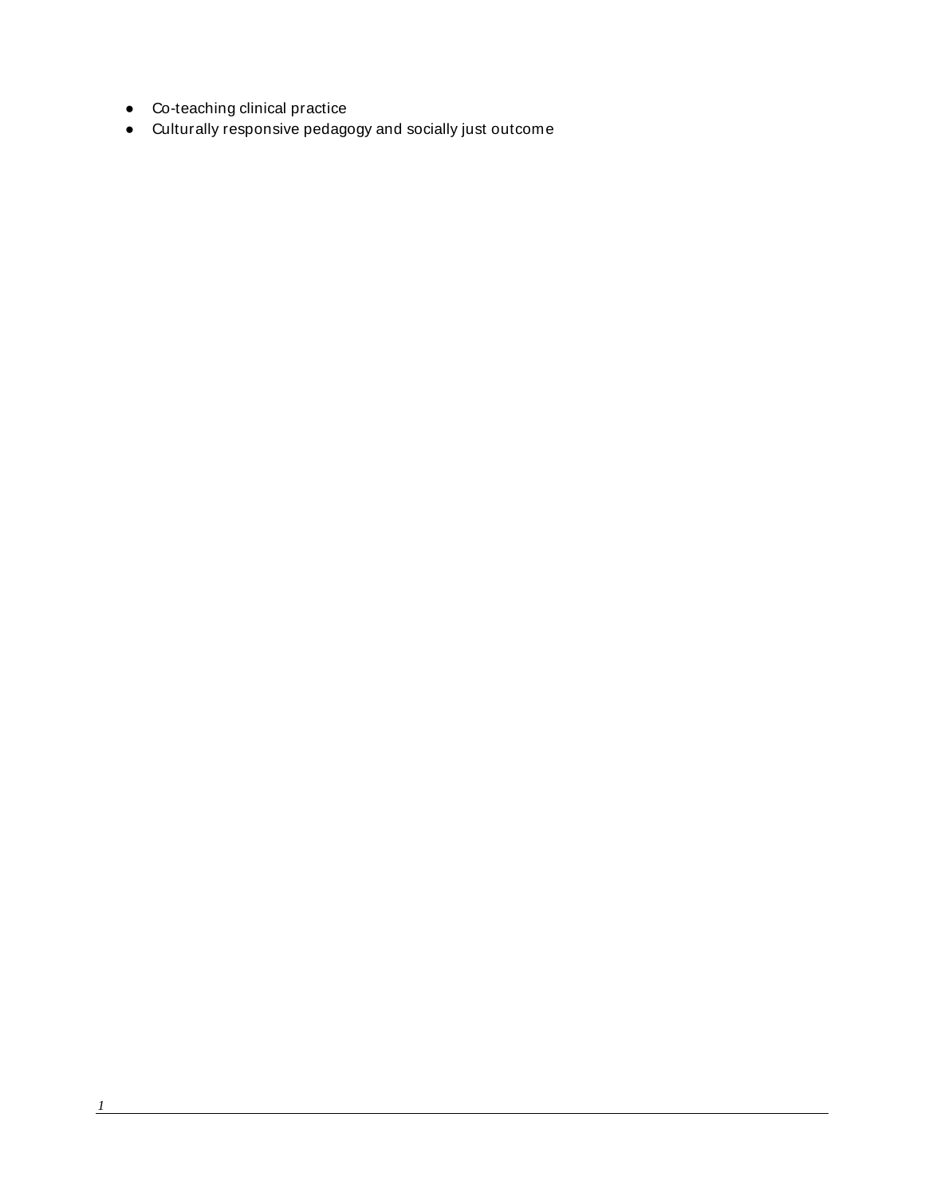- Co-teaching clinical practice
- Culturally responsive pedagogy and socially just outcome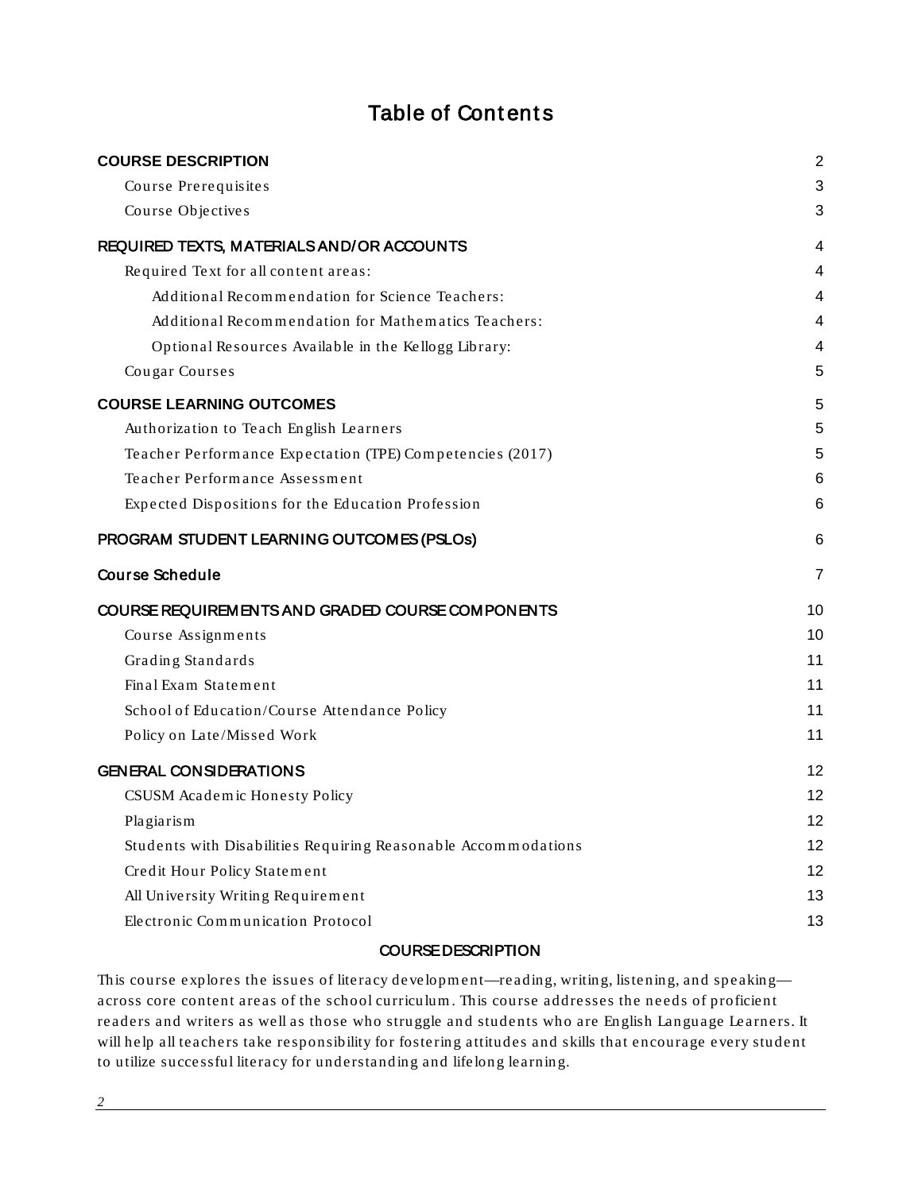# Table of Contents

| | |
|---|---|
| **COURSE DESCRIPTION** | 2 |
| Course Prerequisites | 3 |
| Course Objectives | 3 |
| **REQUIRED TEXTS, MATERIALS AND/OR ACCOUNTS** | 4 |
| Required Text for all content areas: | 4 |
| Additional Recommendation for Science Teachers: | 4 |
| Additional Recommendation for Mathematics Teachers: | 4 |
| Optional Resources Available in the Kellogg Library: | 4 |
| Cougar Courses | 5 |
| **COURSE LEARNING OUTCOMES** | 5 |
| Authorization to Teach English Learners | 5 |
| Teacher Performance Expectation (TPE) Competencies (2017) | 5 |
| Teacher Performance Assessment | 6 |
| Expected Dispositions for the Education Profession | 6 |
| **PROGRAM STUDENT LEARNING OUTCOMES (PSLOs)** | 6 |
| **Course Schedule** | 7 |
| **COURSE REQUIREMENTS AND GRADED COURSE COMPONENTS** | 10 |
| Course Assignments | 10 |
| Grading Standards | 11 |
| Final Exam Statement | 11 |
| School of Education/Course Attendance Policy | 11 |
| Policy on Late/Missed Work | 11 |
| **GENERAL CONSIDERATIONS** | 12 |
| CSUSM Academic Honesty Policy | 12 |
| Plagiarism | 12 |
| Students with Disabilities Requiring Reasonable Accommodations | 12 |
| Credit Hour Policy Statement | 12 |
| All University Writing Requirement | 13 |
| Electronic Communication Protocol | 13 |

## COURSE DESCRIPTION

This course explores the issues of literacy development—reading, writing, listening, and speaking—across core content areas of the school curriculum. This course addresses the needs of proficient readers and writers as well as those who struggle and students who are English Language Learners. It will help all teachers take responsibility for fostering attitudes and skills that encourage every student to utilize successful literacy for understanding and lifelong learning.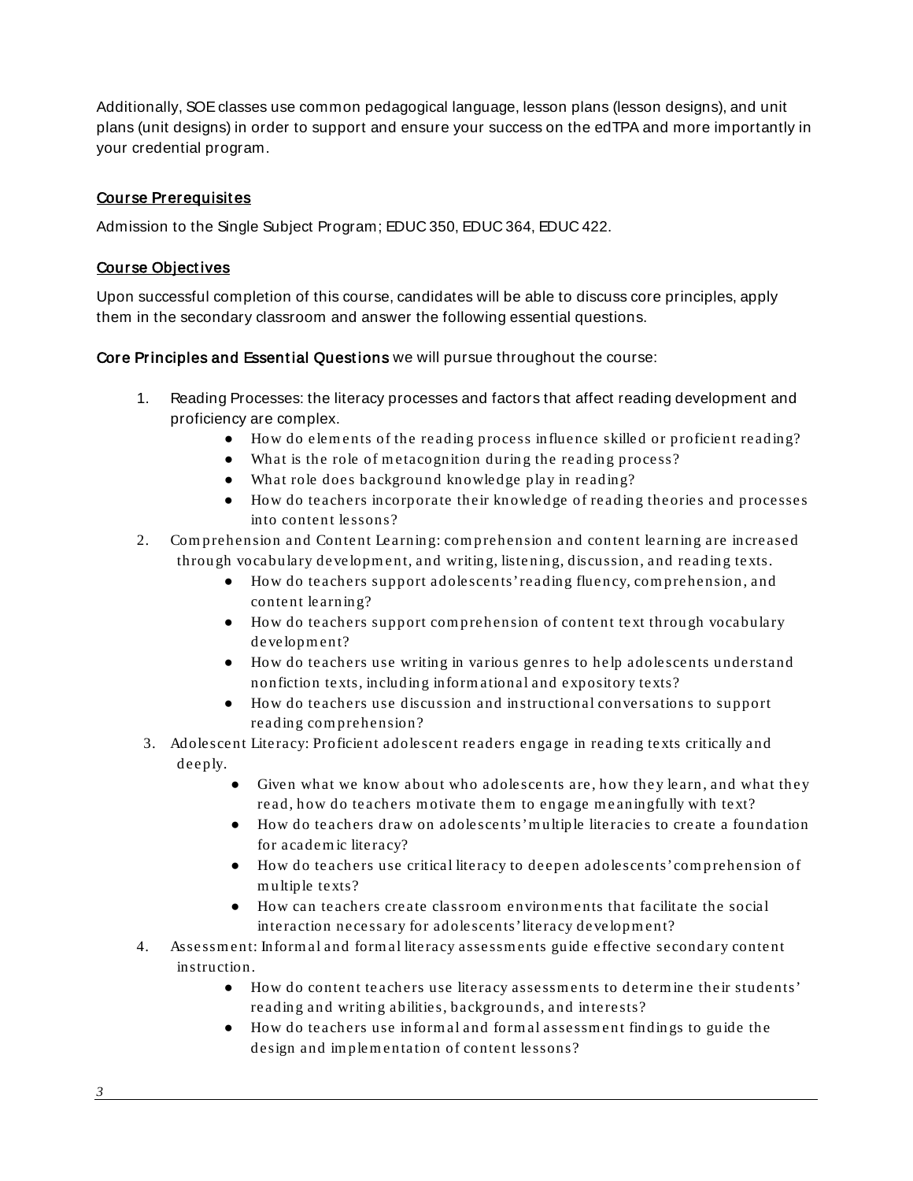Additionally, SOE classes use common pedagogical language, lesson plans (lesson designs), and unit plans (unit designs) in order to support and ensure your success on the edTPA and more importantly in your credential program.

## Course Prerequisites

Admission to the Single Subject Program; EDUC 350, EDUC 364, EDUC 422.

## Course Objectives

Upon successful completion of this course, candidates will be able to discuss core principles, apply them in the secondary classroom and answer the following essential questions.

**Core Principles and Essential Questions** we will pursue throughout the course:

1. Reading Processes: the literacy processes and factors that affect reading development and proficiency are complex.
   - How do elements of the reading process influence skilled or proficient reading?
   - What is the role of metacognition during the reading process?
   - What role does background knowledge play in reading?
   - How do teachers incorporate their knowledge of reading theories and processes into content lessons?
2. Comprehension and Content Learning: comprehension and content learning are increased through vocabulary development, and writing, listening, discussion, and reading texts.
   - How do teachers support adolescents' reading fluency, comprehension, and content learning?
   - How do teachers support comprehension of content text through vocabulary development?
   - How do teachers use writing in various genres to help adolescents understand nonfiction texts, including informational and expository texts?
   - How do teachers use discussion and instructional conversations to support reading comprehension?
3. Adolescent Literacy: Proficient adolescent readers engage in reading texts critically and deeply.
   - Given what we know about who adolescents are, how they learn, and what they read, how do teachers motivate them to engage meaningfully with text?
   - How do teachers draw on adolescents' multiple literacies to create a foundation for academic literacy?
   - How do teachers use critical literacy to deepen adolescents' comprehension of multiple texts?
   - How can teachers create classroom environments that facilitate the social interaction necessary for adolescents' literacy development?
4. Assessment: Informal and formal literacy assessments guide effective secondary content instruction.
   - How do content teachers use literacy assessments to determine their students' reading and writing abilities, backgrounds, and interests?
   - How do teachers use informal and formal assessment findings to guide the design and implementation of content lessons?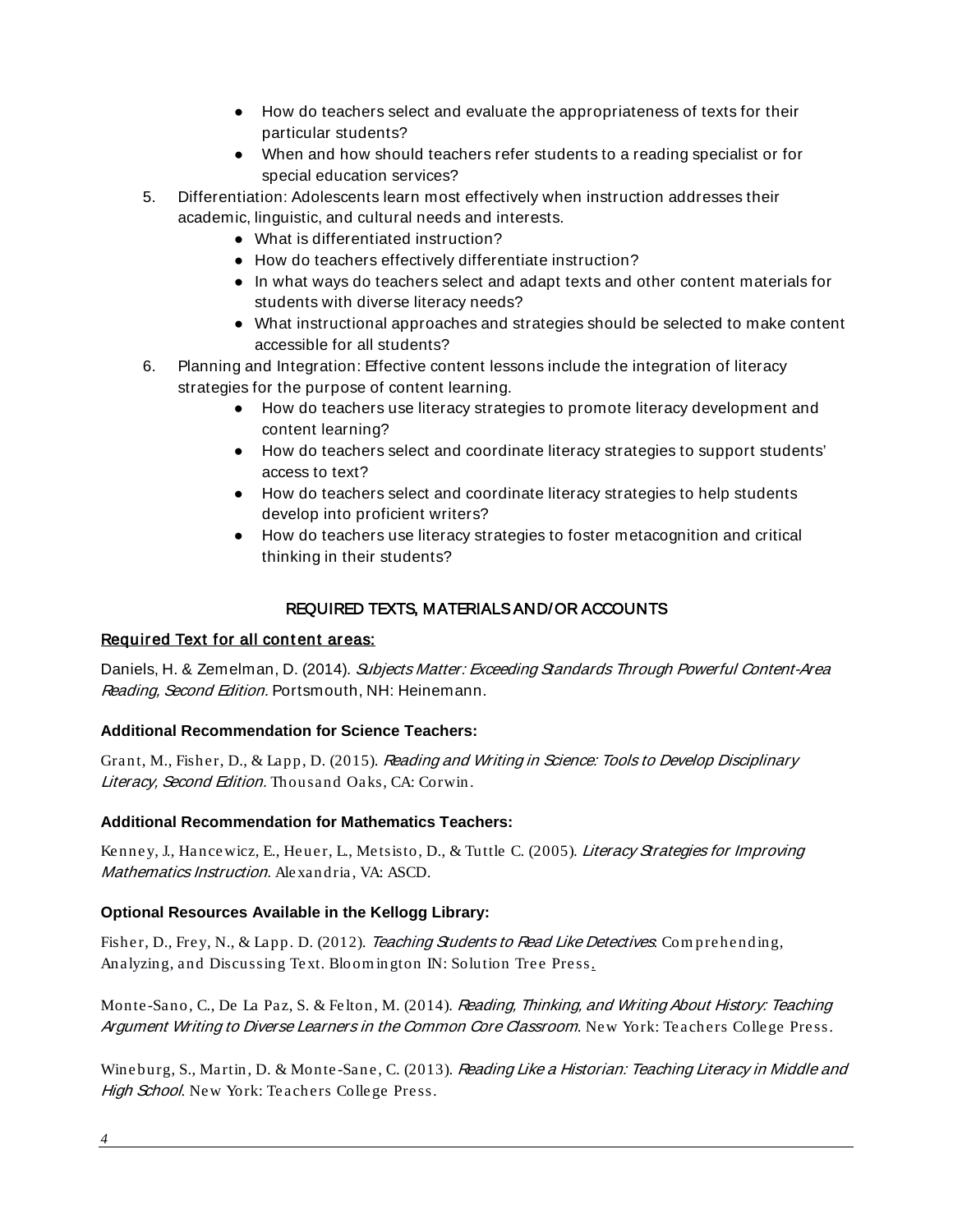- How do teachers select and evaluate the appropriateness of texts for their particular students?
- When and how should teachers refer students to a reading specialist or for special education services?

5. Differentiation: Adolescents learn most effectively when instruction addresses their academic, linguistic, and cultural needs and interests.
    - What is differentiated instruction?
    - How do teachers effectively differentiate instruction?
    - In what ways do teachers select and adapt texts and other content materials for students with diverse literacy needs?
    - What instructional approaches and strategies should be selected to make content accessible for all students?
6. Planning and Integration: Effective content lessons include the integration of literacy strategies for the purpose of content learning.
    - How do teachers use literacy strategies to promote literacy development and content learning?
    - How do teachers select and coordinate literacy strategies to support students' access to text?
    - How do teachers select and coordinate literacy strategies to help students develop into proficient writers?
    - How do teachers use literacy strategies to foster metacognition and critical thinking in their students?

## REQUIRED TEXTS, MATERIALS AND/OR ACCOUNTS

**Required Text for all content areas:**

Daniels, H. & Zemelman, D. (2014). *Subjects Matter: Exceeding Standards Through Powerful Content-Area Reading, Second Edition.* Portsmouth, NH: Heinemann.

**Additional Recommendation for Science Teachers:**

Grant, M., Fisher, D., & Lapp, D. (2015). *Reading and Writing in Science: Tools to Develop Disciplinary Literacy, Second Edition.* Thousand Oaks, CA: Corwin.

**Additional Recommendation for Mathematics Teachers:**

Kenney, J., Hancewicz, E., Heuer, L., Metsisto, D., & Tuttle C. (2005). *Literacy Strategies for Improving Mathematics Instruction.* Alexandria, VA: ASCD.

**Optional Resources Available in the Kellogg Library:**

Fisher, D., Frey, N., & Lapp. D. (2012). *Teaching Students to Read Like Detectives*: Comprehending, Analyzing, and Discussing Text. Bloomington IN: Solution Tree Press.

Monte-Sano, C., De La Paz, S. & Felton, M. (2014). *Reading, Thinking, and Writing About History: Teaching Argument Writing to Diverse Learners in the Common Core Classroom*. New York: Teachers College Press.

Wineburg, S., Martin, D. & Monte-Sane, C. (2013). *Reading Like a Historian: Teaching Literacy in Middle and High School*. New York: Teachers College Press.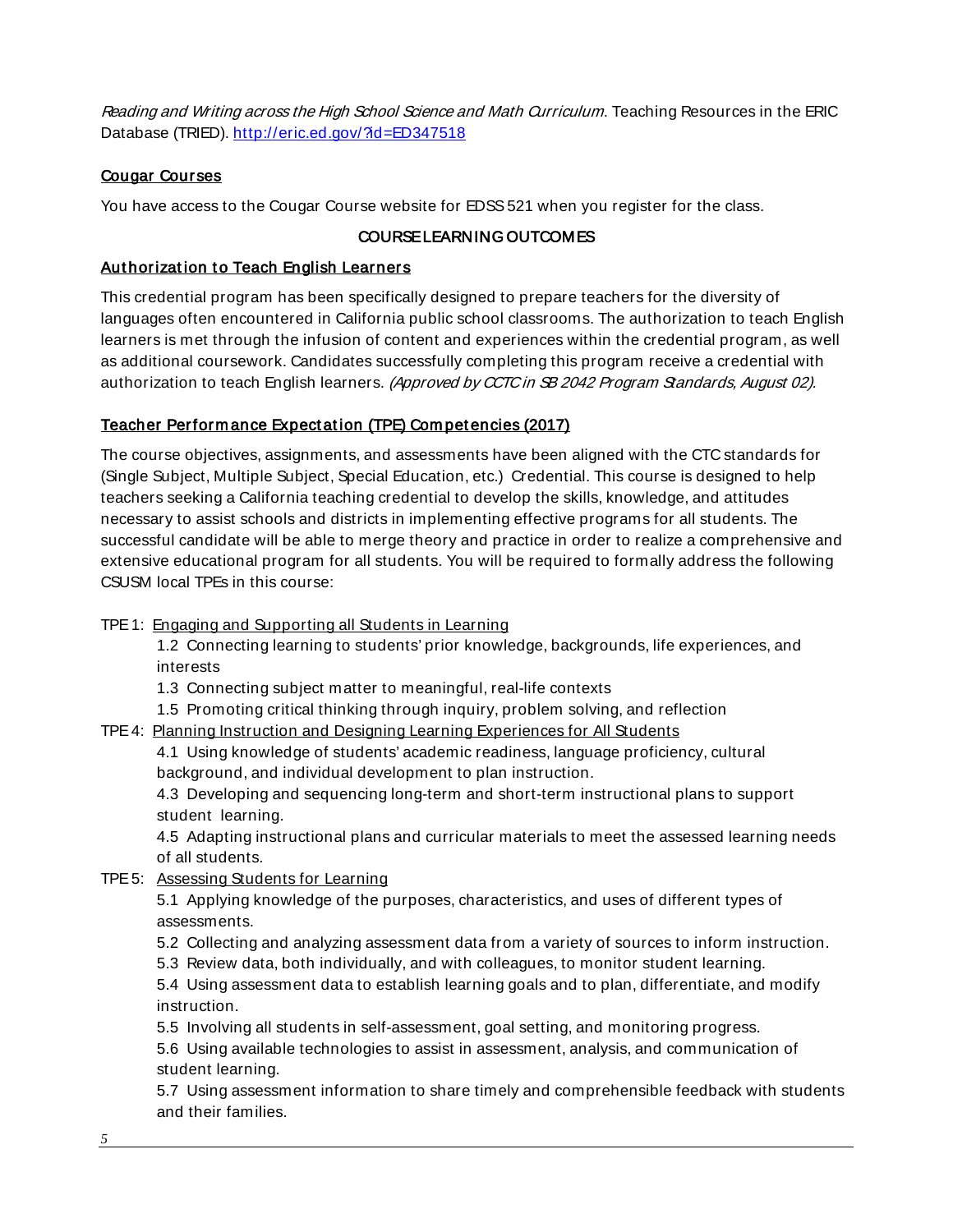*Reading and Writing across the High School Science and Math Curriculum*. Teaching Resources in the ERIC Database (TRIED). http://eric.ed.gov/?id=ED347518

**Cougar Courses**

You have access to the Cougar Course website for EDSS 521 when you register for the class.

## COURSE LEARNING OUTCOMES

**Authorization to Teach English Learners**

This credential program has been specifically designed to prepare teachers for the diversity of languages often encountered in California public school classrooms. The authorization to teach English learners is met through the infusion of content and experiences within the credential program, as well as additional coursework. Candidates successfully completing this program receive a credential with authorization to teach English learners. *(Approved by CCTC in SB 2042 Program Standards, August 02).*

**Teacher Performance Expectation (TPE) Competencies (2017)**

The course objectives, assignments, and assessments have been aligned with the CTC standards for (Single Subject, Multiple Subject, Special Education, etc.) Credential. This course is designed to help teachers seeking a California teaching credential to develop the skills, knowledge, and attitudes necessary to assist schools and districts in implementing effective programs for all students. The successful candidate will be able to merge theory and practice in order to realize a comprehensive and extensive educational program for all students. You will be required to formally address the following CSUSM local TPEs in this course:

TPE 1: Engaging and Supporting all Students in Learning

- 1.2 Connecting learning to students' prior knowledge, backgrounds, life experiences, and interests
- 1.3 Connecting subject matter to meaningful, real-life contexts
- 1.5 Promoting critical thinking through inquiry, problem solving, and reflection

TPE 4: Planning Instruction and Designing Learning Experiences for All Students

- 4.1 Using knowledge of students' academic readiness, language proficiency, cultural background, and individual development to plan instruction.
- 4.3 Developing and sequencing long-term and short-term instructional plans to support student learning.
- 4.5 Adapting instructional plans and curricular materials to meet the assessed learning needs of all students.

TPE 5: Assessing Students for Learning

- 5.1 Applying knowledge of the purposes, characteristics, and uses of different types of assessments.
- 5.2 Collecting and analyzing assessment data from a variety of sources to inform instruction.
- 5.3 Review data, both individually, and with colleagues, to monitor student learning.
- 5.4 Using assessment data to establish learning goals and to plan, differentiate, and modify instruction.
- 5.5 Involving all students in self-assessment, goal setting, and monitoring progress.
- 5.6 Using available technologies to assist in assessment, analysis, and communication of student learning.
- 5.7 Using assessment information to share timely and comprehensible feedback with students and their families.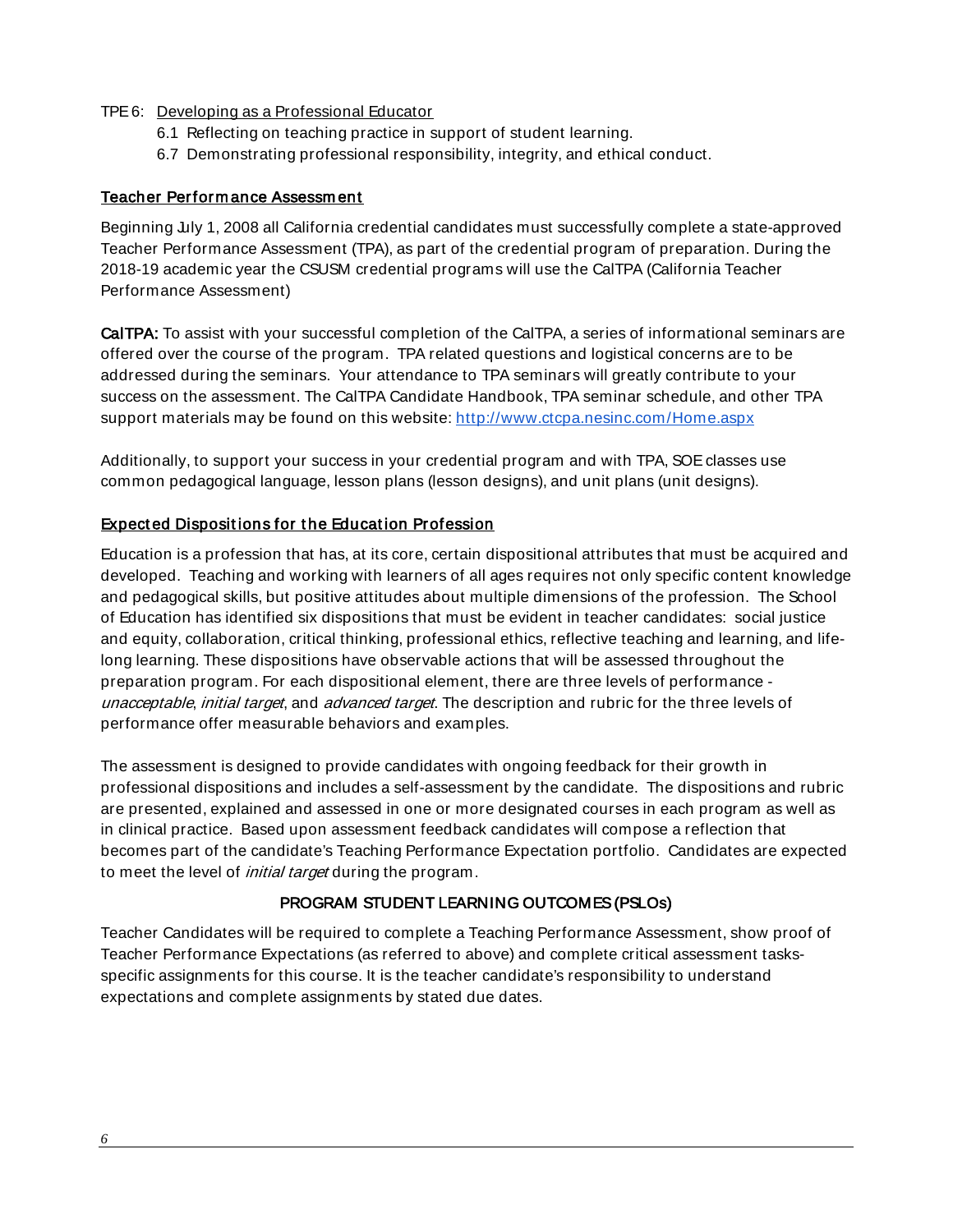TPE 6: Developing as a Professional Educator

- 6.1 Reflecting on teaching practice in support of student learning.
- 6.7 Demonstrating professional responsibility, integrity, and ethical conduct.

## Teacher Performance Assessment

Beginning July 1, 2008 all California credential candidates must successfully complete a state-approved Teacher Performance Assessment (TPA), as part of the credential program of preparation. During the 2018-19 academic year the CSUSM credential programs will use the CalTPA (California Teacher Performance Assessment)

**CalTPA:** To assist with your successful completion of the CalTPA, a series of informational seminars are offered over the course of the program. TPA related questions and logistical concerns are to be addressed during the seminars. Your attendance to TPA seminars will greatly contribute to your success on the assessment. The CalTPA Candidate Handbook, TPA seminar schedule, and other TPA support materials may be found on this website: [http://www.ctcpa.nesinc.com/Home.aspx](http://www.ctcpa.nesinc.com/Home.aspx)

Additionally, to support your success in your credential program and with TPA, SOE classes use common pedagogical language, lesson plans (lesson designs), and unit plans (unit designs).

## Expected Dispositions for the Education Profession

Education is a profession that has, at its core, certain dispositional attributes that must be acquired and developed. Teaching and working with learners of all ages requires not only specific content knowledge and pedagogical skills, but positive attitudes about multiple dimensions of the profession. The School of Education has identified six dispositions that must be evident in teacher candidates: social justice and equity, collaboration, critical thinking, professional ethics, reflective teaching and learning, and life-long learning. These dispositions have observable actions that will be assessed throughout the preparation program. For each dispositional element, there are three levels of performance - *unacceptable*, *initial target*, and *advanced target*. The description and rubric for the three levels of performance offer measurable behaviors and examples.

The assessment is designed to provide candidates with ongoing feedback for their growth in professional dispositions and includes a self-assessment by the candidate. The dispositions and rubric are presented, explained and assessed in one or more designated courses in each program as well as in clinical practice. Based upon assessment feedback candidates will compose a reflection that becomes part of the candidate's Teaching Performance Expectation portfolio. Candidates are expected to meet the level of *initial target* during the program.

## PROGRAM STUDENT LEARNING OUTCOMES (PSLOs)

Teacher Candidates will be required to complete a Teaching Performance Assessment, show proof of Teacher Performance Expectations (as referred to above) and complete critical assessment tasks-specific assignments for this course. It is the teacher candidate's responsibility to understand expectations and complete assignments by stated due dates.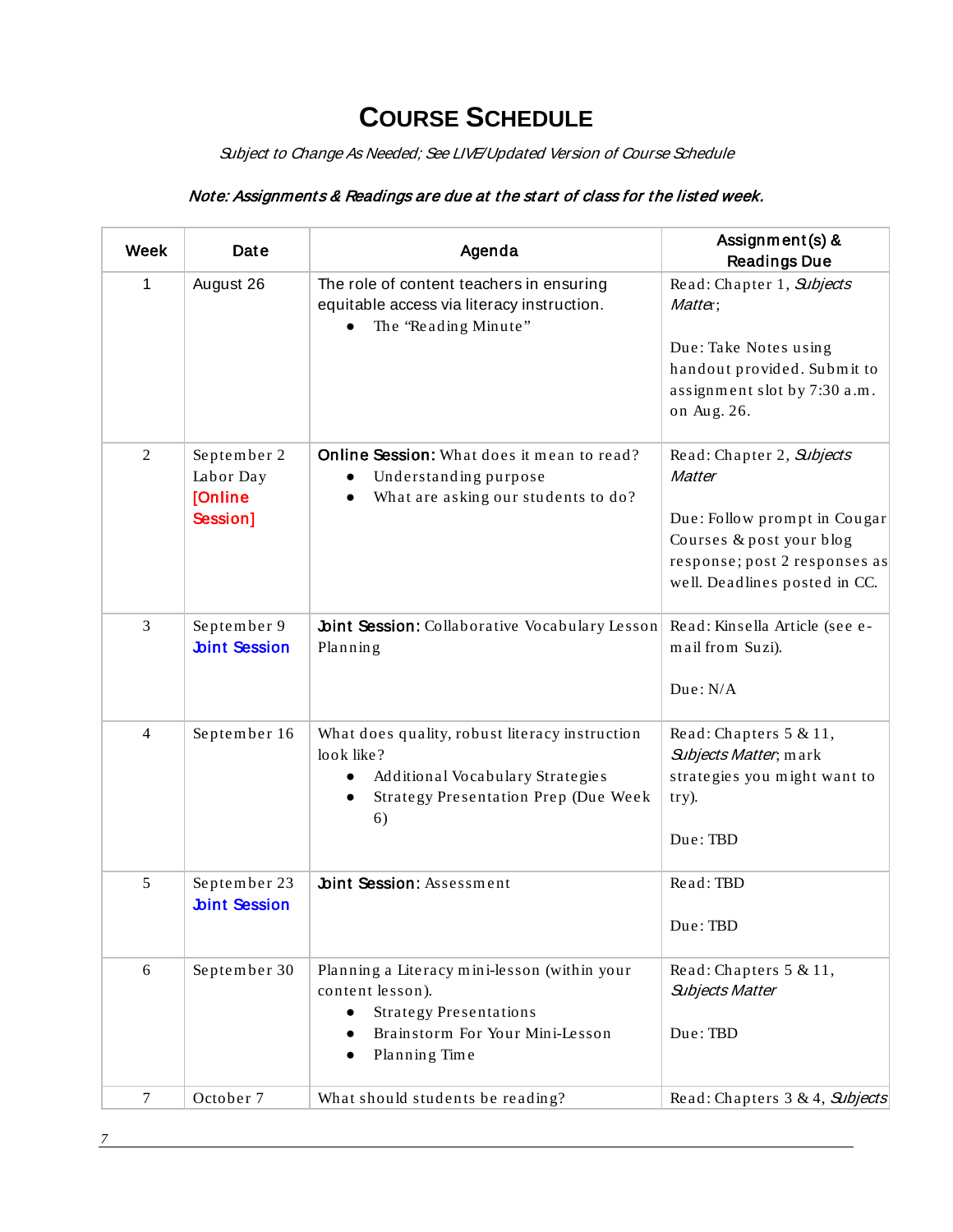# COURSE SCHEDULE

*Subject to Change As Needed; See LIVE/Updated Version of Course Schedule*

***Note: Assignments & Readings are due at the start of class for the listed week.***

| Week | Date | Agenda | Assignment(s) & Readings Due |
|---|---|---|---|
| 1 | August 26 | The role of content teachers in ensuring equitable access via literacy instruction.<br>• The "Reading Minute" | Read: Chapter 1, *Subjects Matter*;<br><br>Due: Take Notes using handout provided. Submit to assignment slot by 7:30 a.m. on Aug. 26. |
| 2 | September 2<br>Labor Day<br>[Online Session] | **Online Session:** What does it mean to read?<br>• Understanding purpose<br>• What are asking our students to do? | Read: Chapter 2, *Subjects Matter*<br><br>Due: Follow prompt in Cougar Courses & post your blog response; post 2 responses as well. Deadlines posted in CC. |
| 3 | September 9<br>Joint Session | **Joint Session:** Collaborative Vocabulary Lesson Planning | Read: Kinsella Article (see e-mail from Suzi).<br><br>Due: N/A |
| 4 | September 16 | What does quality, robust literacy instruction look like?<br>• Additional Vocabulary Strategies<br>• Strategy Presentation Prep (Due Week 6) | Read: Chapters 5 & 11, *Subjects Matter*; mark strategies you might want to try).<br><br>Due: TBD |
| 5 | September 23<br>Joint Session | **Joint Session:** Assessment | Read: TBD<br><br>Due: TBD |
| 6 | September 30 | Planning a Literacy mini-lesson (within your content lesson).<br>• Strategy Presentations<br>• Brainstorm For Your Mini-Lesson<br>• Planning Time | Read: Chapters 5 & 11, *Subjects Matter*<br><br>Due: TBD |
| 7 | October 7 | What should students be reading? | Read: Chapters 3 & 4, *Subjects* |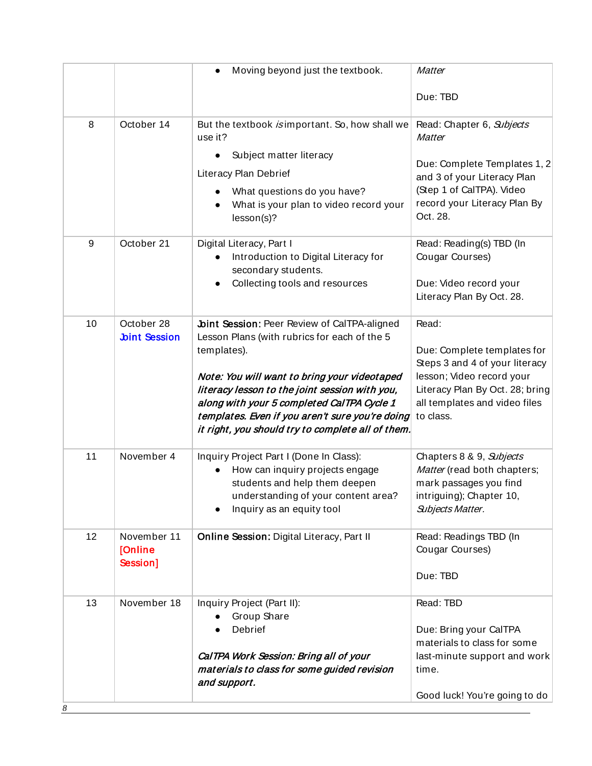|  |  |  |  |
|---|---|---|---|
|  |  | • Moving beyond just the textbook. | *Matter*<br><br>Due: TBD |
| 8 | October 14 | But the textbook *is* important. So, how shall we use it?<br>• Subject matter literacy<br><br>Literacy Plan Debrief<br>• What questions do you have?<br>• What is your plan to video record your lesson(s)? | Read: Chapter 6, *Subjects Matter*<br><br>Due: Complete Templates 1, 2 and 3 of your Literacy Plan (Step 1 of CalTPA). Video record your Literacy Plan By Oct. 28. |
| 9 | October 21 | Digital Literacy, Part I<br>• Introduction to Digital Literacy for secondary students.<br>• Collecting tools and resources | Read: Reading(s) TBD (In Cougar Courses)<br><br>Due: Video record your Literacy Plan By Oct. 28. |
| 10 | October 28<br>**Joint Session** | **Joint Session:** Peer Review of CalTPA-aligned Lesson Plans (with rubrics for each of the 5 templates).<br><br>***Note: You will want to bring your videotaped literacy lesson to the joint session with you, along with your 5 completed CalTPA Cycle 1 templates. Even if you aren't sure you're doing it right, you should try to complete all of them.*** | Read:<br><br>Due: Complete templates for Steps 3 and 4 of your literacy lesson; Video record your Literacy Plan By Oct. 28; bring all templates and video files to class. |
| 11 | November 4 | Inquiry Project Part I (Done In Class):<br>• How can inquiry projects engage students and help them deepen understanding of your content area?<br>• Inquiry as an equity tool | Chapters 8 & 9, *Subjects Matter* (read both chapters; mark passages you find intriguing); Chapter 10, *Subjects Matter.* |
| 12 | November 11<br>**[Online Session]** | **Online Session:** Digital Literacy, Part II | Read: Readings TBD (In Cougar Courses)<br><br>Due: TBD |
| 13 | November 18 | Inquiry Project (Part II):<br>• Group Share<br>• Debrief<br><br>***CalTPA Work Session: Bring all of your materials to class for some guided revision and support.*** | Read: TBD<br><br>Due: Bring your CalTPA materials to class for some last-minute support and work time.<br><br>Good luck! You're going to do |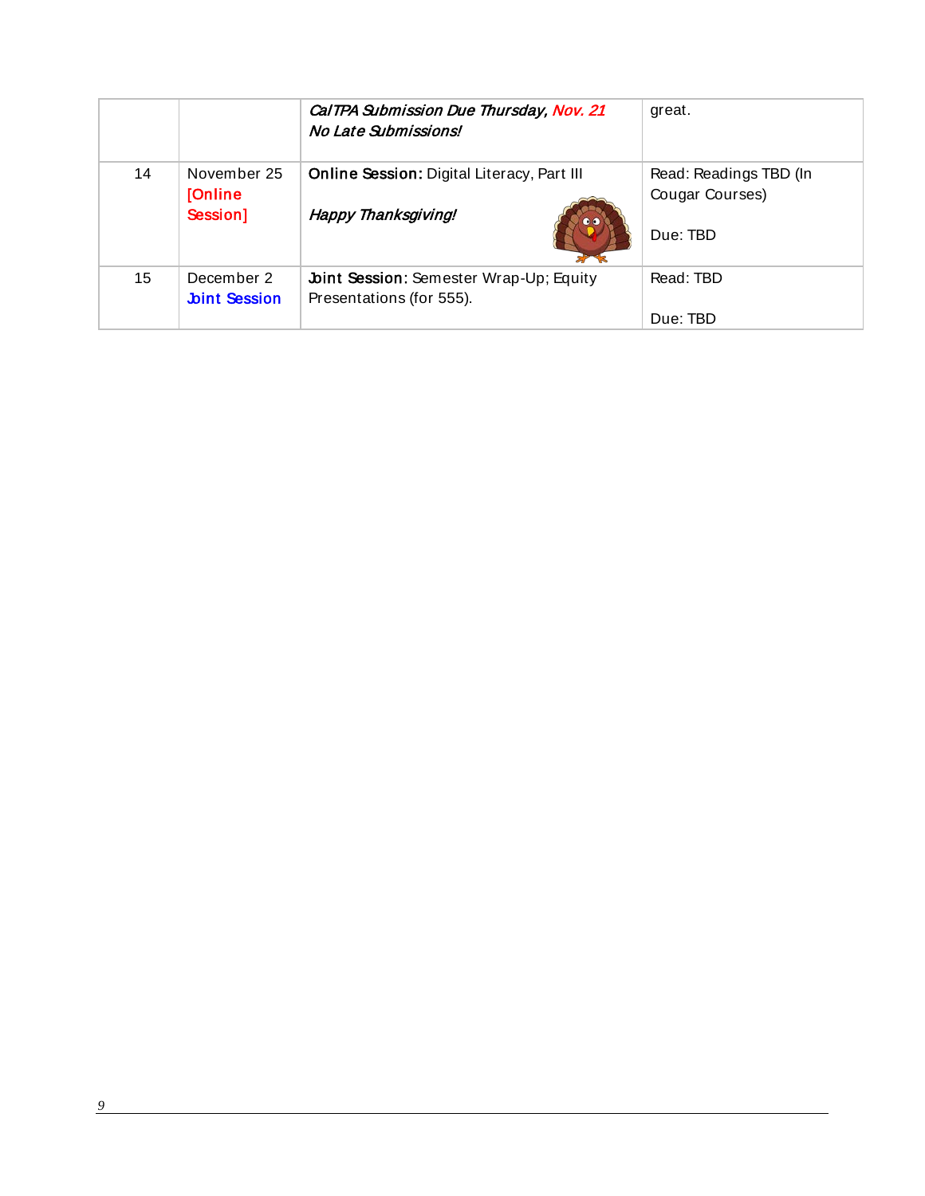| | | | |
|---|---|---|---|
| | | ***CalTPA Submission Due Thursday, Nov. 21*** <br> ***No Late Submissions!*** | great. |
| 14 | November 25 <br> [Online Session] | **Online Session:** Digital Literacy, Part III <br><br> *Happy Thanksgiving!* | Read: Readings TBD (In Cougar Courses) <br><br> Due: TBD |
| 15 | December 2 <br> Joint Session | **Joint Session:** Semester Wrap-Up; Equity Presentations (for 555). | Read: TBD <br><br> Due: TBD |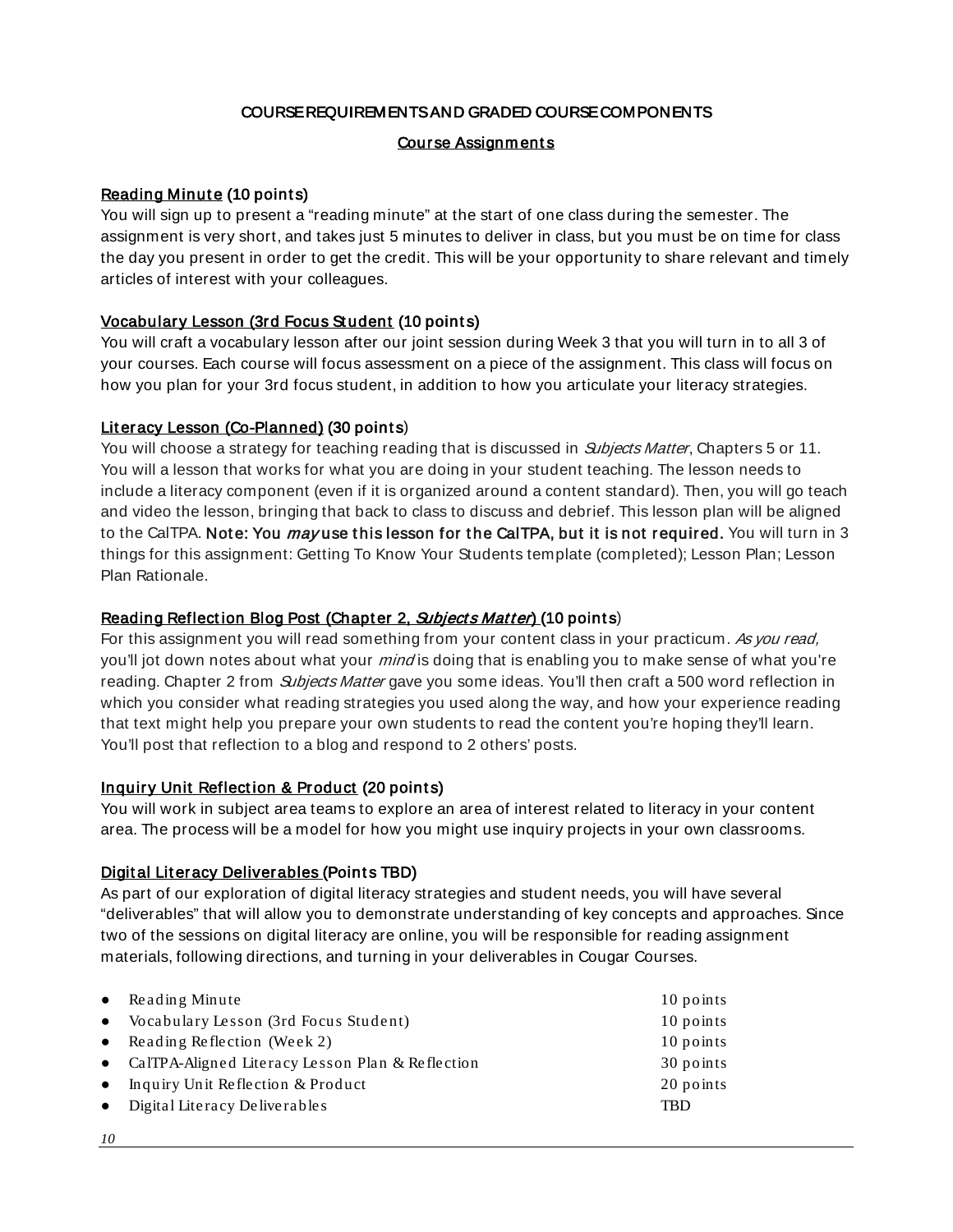## COURSE REQUIREMENTS AND GRADED COURSE COMPONENTS

### Course Assignments

**Reading Minute (10 points)**
You will sign up to present a "reading minute" at the start of one class during the semester. The assignment is very short, and takes just 5 minutes to deliver in class, but you must be on time for class the day you present in order to get the credit. This will be your opportunity to share relevant and timely articles of interest with your colleagues.

**Vocabulary Lesson (3rd Focus Student (10 points)**
You will craft a vocabulary lesson after our joint session during Week 3 that you will turn in to all 3 of your courses. Each course will focus assessment on a piece of the assignment. This class will focus on how you plan for your 3rd focus student, in addition to how you articulate your literacy strategies.

**Literacy Lesson (Co-Planned) (30 points)**
You will choose a strategy for teaching reading that is discussed in *Subjects Matter*, Chapters 5 or 11. You will a lesson that works for what you are doing in your student teaching. The lesson needs to include a literacy component (even if it is organized around a content standard). Then, you will go teach and video the lesson, bringing that back to class to discuss and debrief. This lesson plan will be aligned to the CalTPA. **Note: You *may* use this lesson for the CalTPA, but it is not required.** You will turn in 3 things for this assignment: Getting To Know Your Students template (completed); Lesson Plan; Lesson Plan Rationale.

**Reading Reflection Blog Post (Chapter 2, *Subjects Matter*) (10 points)**
For this assignment you will read something from your content class in your practicum. *As you read,* you'll jot down notes about what your *mind* is doing that is enabling you to make sense of what you're reading. Chapter 2 from *Subjects Matter* gave you some ideas. You'll then craft a 500 word reflection in which you consider what reading strategies you used along the way, and how your experience reading that text might help you prepare your own students to read the content you're hoping they'll learn. You'll post that reflection to a blog and respond to 2 others' posts.

**Inquiry Unit Reflection & Product (20 points)**
You will work in subject area teams to explore an area of interest related to literacy in your content area. The process will be a model for how you might use inquiry projects in your own classrooms.

**Digital Literacy Deliverables (Points TBD)**
As part of our exploration of digital literacy strategies and student needs, you will have several "deliverables" that will allow you to demonstrate understanding of key concepts and approaches. Since two of the sessions on digital literacy are online, you will be responsible for reading assignment materials, following directions, and turning in your deliverables in Cougar Courses.

| Assignment | Points |
|---|---|
| Reading Minute | 10 points |
| Vocabulary Lesson (3rd Focus Student) | 10 points |
| Reading Reflection (Week 2) | 10 points |
| CalTPA-Aligned Literacy Lesson Plan & Reflection | 30 points |
| Inquiry Unit Reflection & Product | 20 points |
| Digital Literacy Deliverables | TBD |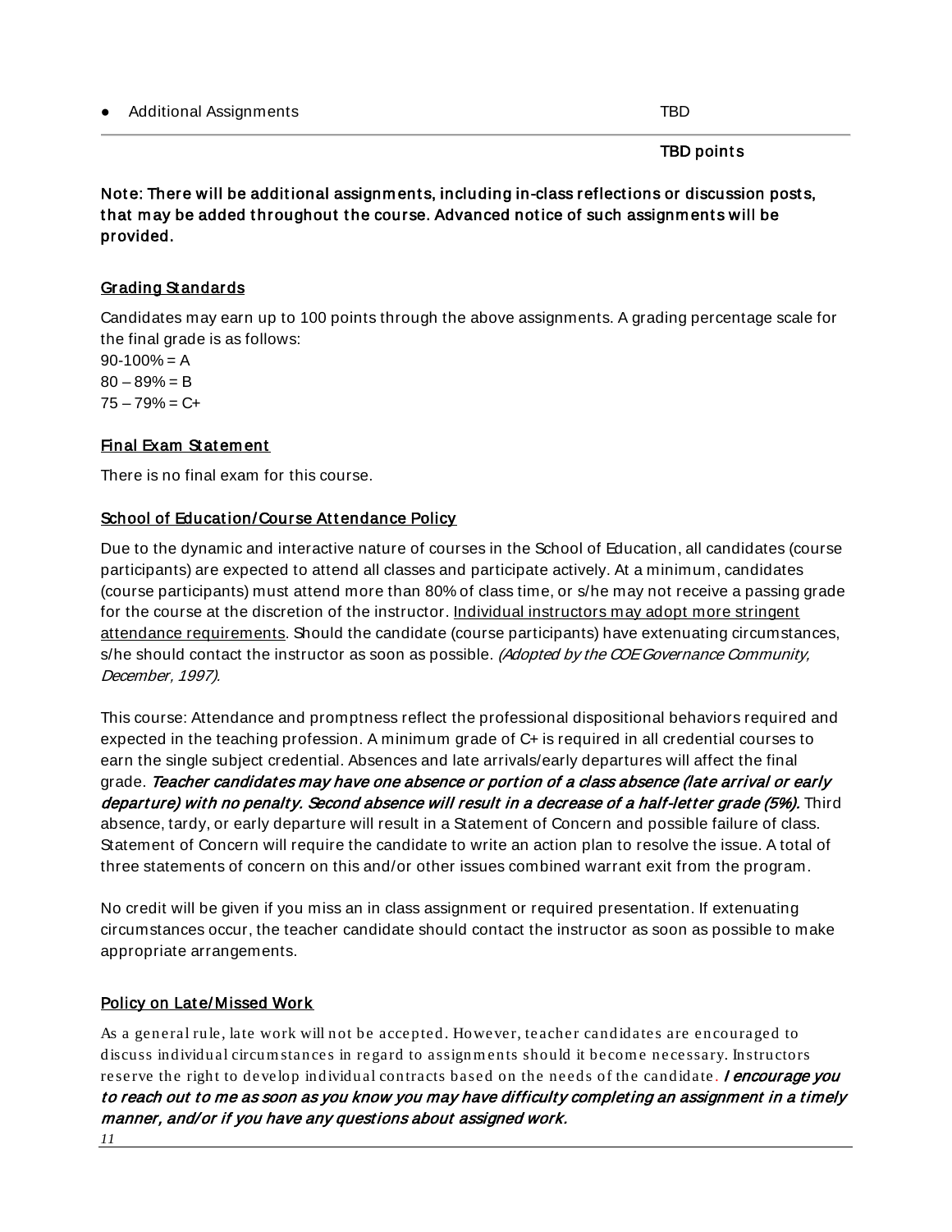- Additional Assignments TBD

**TBD points**

**Note: There will be additional assignments, including in-class reflections or discussion posts, that may be added throughout the course. Advanced notice of such assignments will be provided.**

### Grading Standards

Candidates may earn up to 100 points through the above assignments. A grading percentage scale for the final grade is as follows:
90-100% = A
80 – 89% = B
75 – 79% = C+

### Final Exam Statement

There is no final exam for this course.

### School of Education/Course Attendance Policy

Due to the dynamic and interactive nature of courses in the School of Education, all candidates (course participants) are expected to attend all classes and participate actively. At a minimum, candidates (course participants) must attend more than 80% of class time, or s/he may not receive a passing grade for the course at the discretion of the instructor. Individual instructors may adopt more stringent attendance requirements. Should the candidate (course participants) have extenuating circumstances, s/he should contact the instructor as soon as possible. *(Adopted by the COE Governance Community, December, 1997).*

This course: Attendance and promptness reflect the professional dispositional behaviors required and expected in the teaching profession. A minimum grade of C+ is required in all credential courses to earn the single subject credential. Absences and late arrivals/early departures will affect the final grade. ***Teacher candidates may have one absence or portion of a class absence (late arrival or early departure) with no penalty. Second absence will result in a decrease of a half-letter grade (5%).*** Third absence, tardy, or early departure will result in a Statement of Concern and possible failure of class. Statement of Concern will require the candidate to write an action plan to resolve the issue. A total of three statements of concern on this and/or other issues combined warrant exit from the program.

No credit will be given if you miss an in class assignment or required presentation. If extenuating circumstances occur, the teacher candidate should contact the instructor as soon as possible to make appropriate arrangements.

### Policy on Late/Missed Work

As a general rule, late work will not be accepted. However, teacher candidates are encouraged to discuss individual circumstances in regard to assignments should it become necessary. Instructors reserve the right to develop individual contracts based on the needs of the candidate. ***I encourage you to reach out to me as soon as you know you may have difficulty completing an assignment in a timely manner, and/or if you have any questions about assigned work.***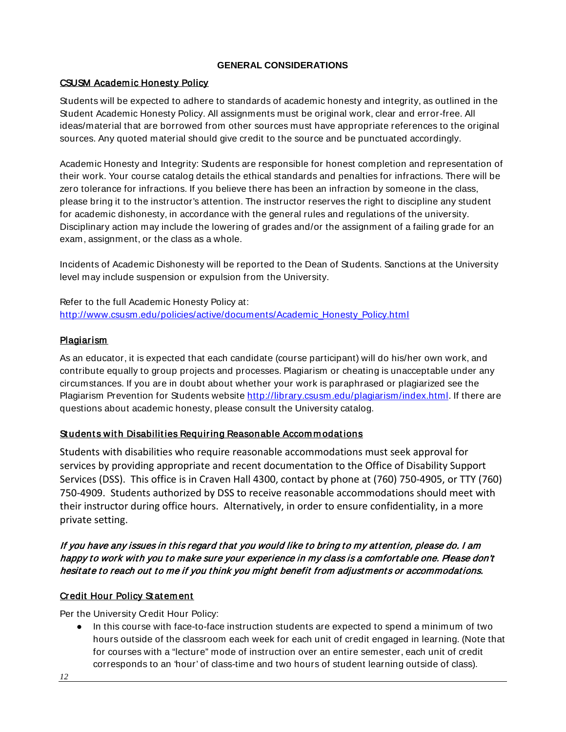## GENERAL CONSIDERATIONS

### CSUSM Academic Honesty Policy

Students will be expected to adhere to standards of academic honesty and integrity, as outlined in the Student Academic Honesty Policy. All assignments must be original work, clear and error-free. All ideas/material that are borrowed from other sources must have appropriate references to the original sources. Any quoted material should give credit to the source and be punctuated accordingly.

Academic Honesty and Integrity: Students are responsible for honest completion and representation of their work. Your course catalog details the ethical standards and penalties for infractions. There will be zero tolerance for infractions. If you believe there has been an infraction by someone in the class, please bring it to the instructor's attention. The instructor reserves the right to discipline any student for academic dishonesty, in accordance with the general rules and regulations of the university. Disciplinary action may include the lowering of grades and/or the assignment of a failing grade for an exam, assignment, or the class as a whole.

Incidents of Academic Dishonesty will be reported to the Dean of Students. Sanctions at the University level may include suspension or expulsion from the University.

Refer to the full Academic Honesty Policy at:
[http://www.csusm.edu/policies/active/documents/Academic_Honesty_Policy.html](http://www.csusm.edu/policies/active/documents/Academic_Honesty_Policy.html)

### Plagiarism

As an educator, it is expected that each candidate (course participant) will do his/her own work, and contribute equally to group projects and processes. Plagiarism or cheating is unacceptable under any circumstances. If you are in doubt about whether your work is paraphrased or plagiarized see the Plagiarism Prevention for Students website [http://library.csusm.edu/plagiarism/index.html](http://library.csusm.edu/plagiarism/index.html). If there are questions about academic honesty, please consult the University catalog.

### Students with Disabilities Requiring Reasonable Accommodations

Students with disabilities who require reasonable accommodations must seek approval for services by providing appropriate and recent documentation to the Office of Disability Support Services (DSS). This office is in Craven Hall 4300, contact by phone at (760) 750-4905, or TTY (760) 750-4909. Students authorized by DSS to receive reasonable accommodations should meet with their instructor during office hours. Alternatively, in order to ensure confidentiality, in a more private setting.

***If you have any issues in this regard that you would like to bring to my attention, please do. I am happy to work with you to make sure your experience in my class is a comfortable one. Please don't hesitate to reach out to me if you think you might benefit from adjustments or accommodations.***

### Credit Hour Policy Statement

Per the University Credit Hour Policy:

- In this course with face-to-face instruction students are expected to spend a minimum of two hours outside of the classroom each week for each unit of credit engaged in learning. (Note that for courses with a "lecture" mode of instruction over an entire semester, each unit of credit corresponds to an 'hour' of class-time and two hours of student learning outside of class).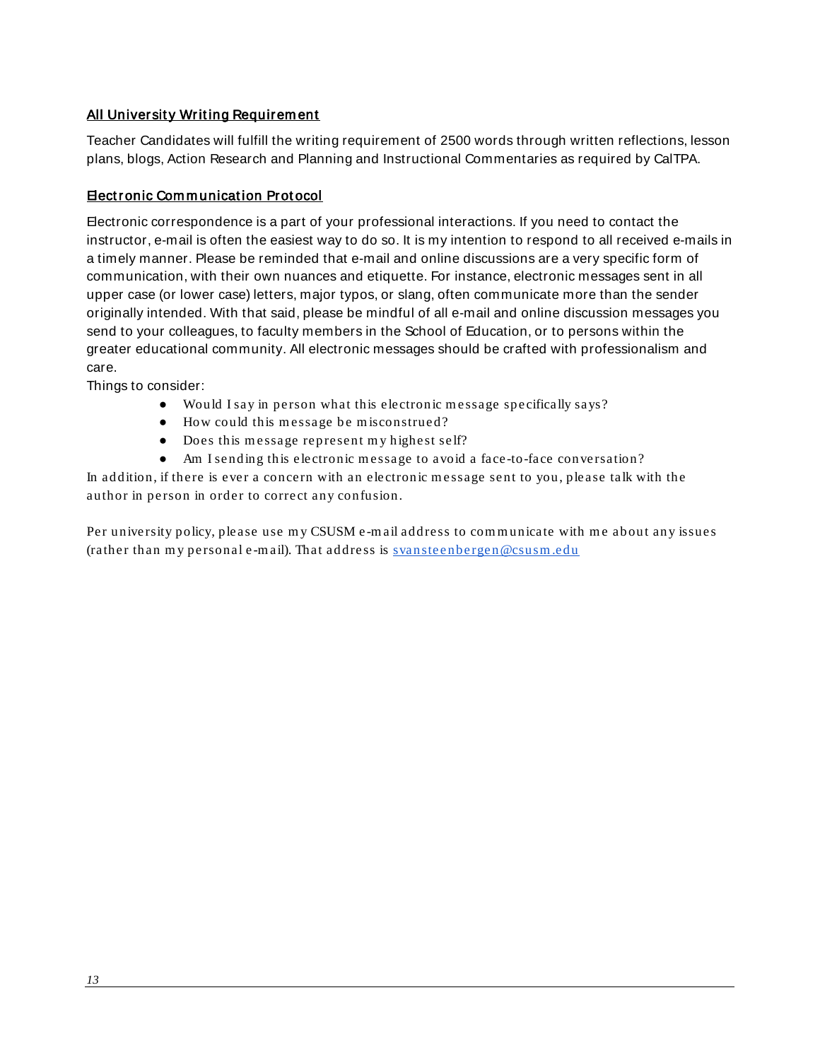### All University Writing Requirement

Teacher Candidates will fulfill the writing requirement of 2500 words through written reflections, lesson plans, blogs, Action Research and Planning and Instructional Commentaries as required by CalTPA.

### Electronic Communication Protocol

Electronic correspondence is a part of your professional interactions. If you need to contact the instructor, e-mail is often the easiest way to do so. It is my intention to respond to all received e-mails in a timely manner. Please be reminded that e-mail and online discussions are a very specific form of communication, with their own nuances and etiquette. For instance, electronic messages sent in all upper case (or lower case) letters, major typos, or slang, often communicate more than the sender originally intended. With that said, please be mindful of all e-mail and online discussion messages you send to your colleagues, to faculty members in the School of Education, or to persons within the greater educational community. All electronic messages should be crafted with professionalism and care.

Things to consider:

- Would I say in person what this electronic message specifically says?
- How could this message be misconstrued?
- Does this message represent my highest self?
- Am I sending this electronic message to avoid a face-to-face conversation?

In addition, if there is ever a concern with an electronic message sent to you, please talk with the author in person in order to correct any confusion.

Per university policy, please use my CSUSM e-mail address to communicate with me about any issues (rather than my personal e-mail). That address is svansteenbergen@csusm.edu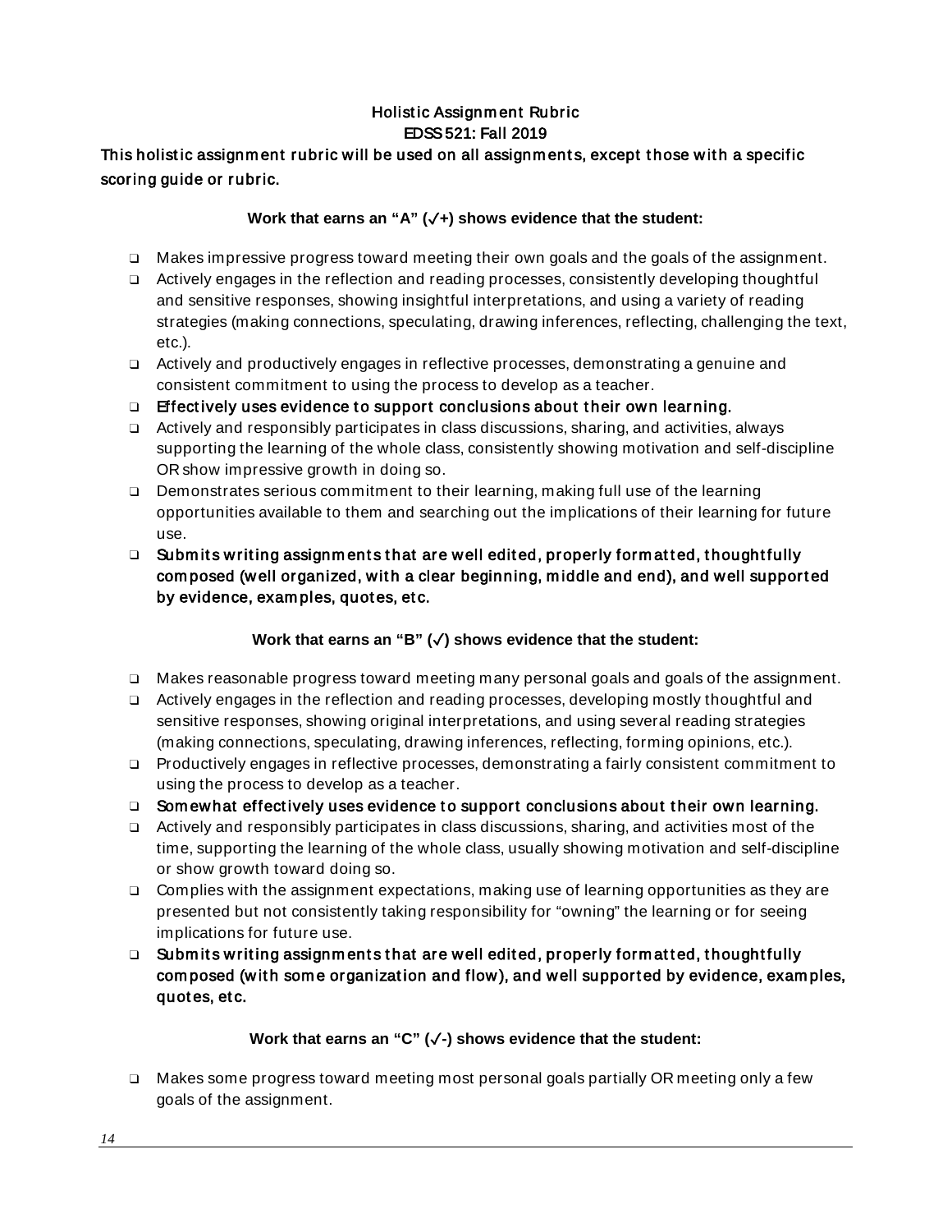# Holistic Assignment Rubric
## EDSS 521: Fall 2019

**This holistic assignment rubric will be used on all assignments, except those with a specific scoring guide or rubric.**

**Work that earns an "A" (✓+) shows evidence that the student:**

- ❑ Makes impressive progress toward meeting their own goals and the goals of the assignment.
- ❑ Actively engages in the reflection and reading processes, consistently developing thoughtful and sensitive responses, showing insightful interpretations, and using a variety of reading strategies (making connections, speculating, drawing inferences, reflecting, challenging the text, etc.).
- ❑ Actively and productively engages in reflective processes, demonstrating a genuine and consistent commitment to using the process to develop as a teacher.
- ❑ **Effectively uses evidence to support conclusions about their own learning.**
- ❑ Actively and responsibly participates in class discussions, sharing, and activities, always supporting the learning of the whole class, consistently showing motivation and self-discipline OR show impressive growth in doing so.
- ❑ Demonstrates serious commitment to their learning, making full use of the learning opportunities available to them and searching out the implications of their learning for future use.
- ❑ **Submits writing assignments that are well edited, properly formatted, thoughtfully composed (well organized, with a clear beginning, middle and end), and well supported by evidence, examples, quotes, etc.**

**Work that earns an "B" (✓) shows evidence that the student:**

- ❑ Makes reasonable progress toward meeting many personal goals and goals of the assignment.
- ❑ Actively engages in the reflection and reading processes, developing mostly thoughtful and sensitive responses, showing original interpretations, and using several reading strategies (making connections, speculating, drawing inferences, reflecting, forming opinions, etc.).
- ❑ Productively engages in reflective processes, demonstrating a fairly consistent commitment to using the process to develop as a teacher.
- ❑ **Somewhat effectively uses evidence to support conclusions about their own learning.**
- ❑ Actively and responsibly participates in class discussions, sharing, and activities most of the time, supporting the learning of the whole class, usually showing motivation and self-discipline or show growth toward doing so.
- ❑ Complies with the assignment expectations, making use of learning opportunities as they are presented but not consistently taking responsibility for "owning" the learning or for seeing implications for future use.
- ❑ **Submits writing assignments that are well edited, properly formatted, thoughtfully composed (with some organization and flow), and well supported by evidence, examples, quotes, etc.**

**Work that earns an "C" (✓-) shows evidence that the student:**

- ❑ Makes some progress toward meeting most personal goals partially OR meeting only a few goals of the assignment.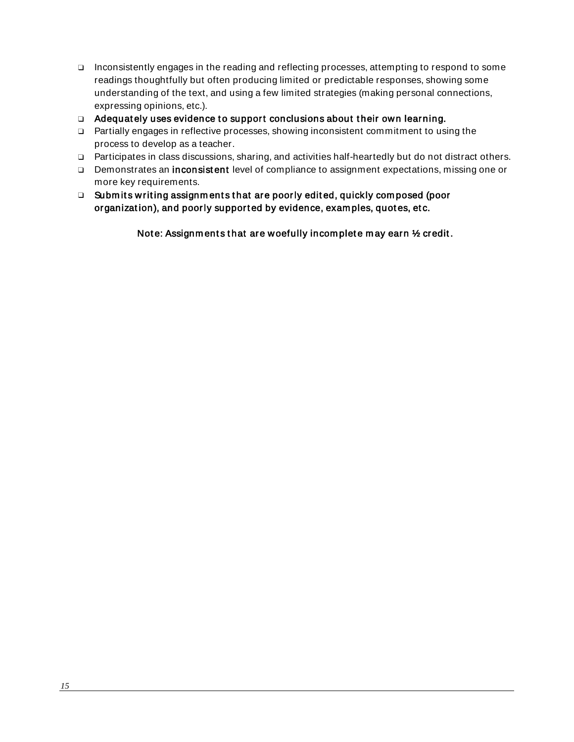- Inconsistently engages in the reading and reflecting processes, attempting to respond to some readings thoughtfully but often producing limited or predictable responses, showing some understanding of the text, and using a few limited strategies (making personal connections, expressing opinions, etc.).
- **Adequately uses evidence to support conclusions about their own learning.**
- Partially engages in reflective processes, showing inconsistent commitment to using the process to develop as a teacher.
- Participates in class discussions, sharing, and activities half-heartedly but do not distract others.
- Demonstrates an **inconsistent** level of compliance to assignment expectations, missing one or more key requirements.
- **Submits writing assignments that are poorly edited, quickly composed (poor organization), and poorly supported by evidence, examples, quotes, etc.**

**Note: Assignments that are woefully incomplete may earn ½ credit.**